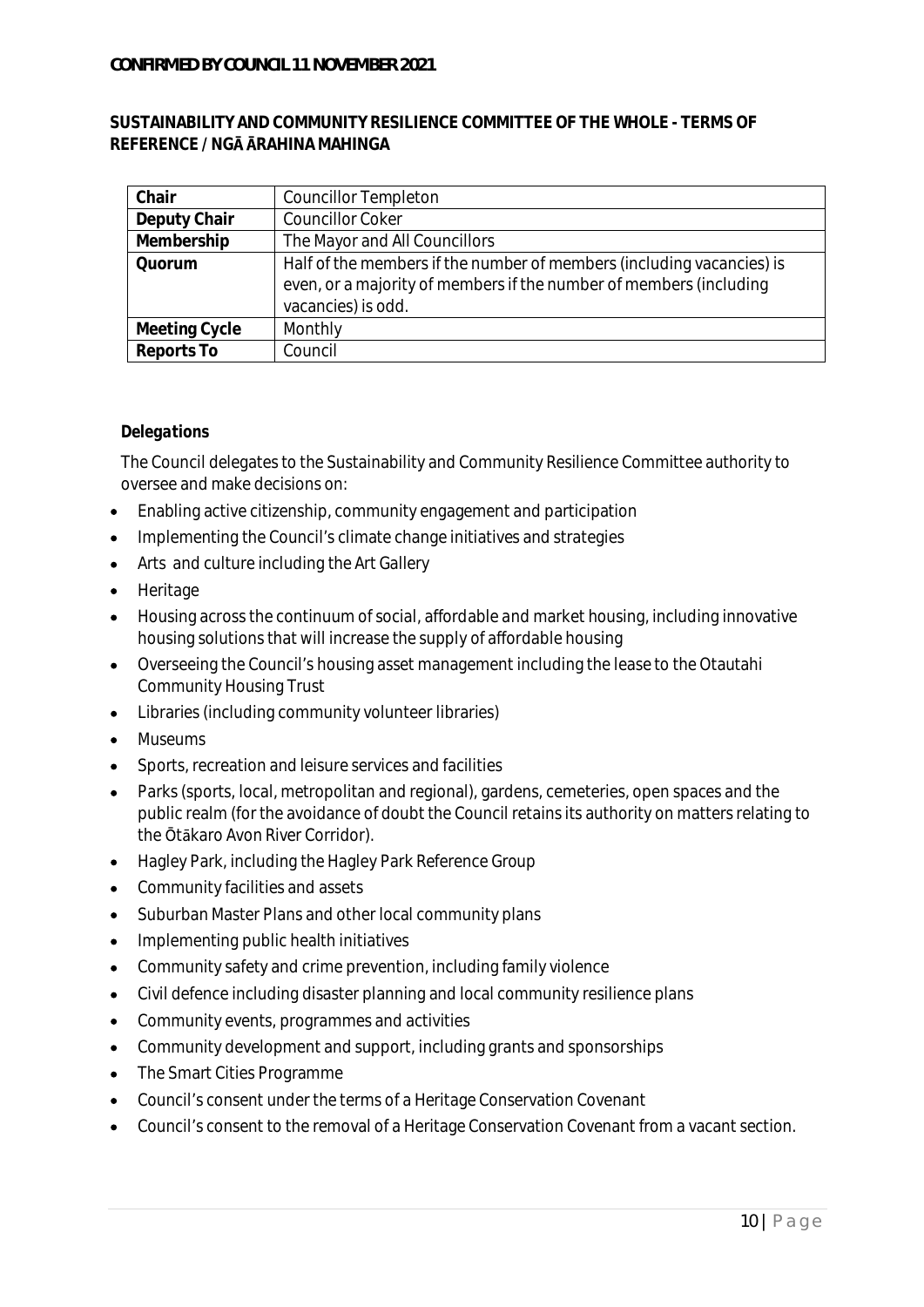**CONFIRMED BY COUNCIL 11 NOVEMBER 2021**

## SUSTAINABILITY AND COMMUNITY RESILIENCE COMMITTEE OF THE WHOLE - TERMS OF REFERENCE / NGĀ ĀRAHINA MAHINGA

| | |
|---|---|
| **Chair** | Councillor Templeton |
| **Deputy Chair** | Councillor Coker |
| **Membership** | The Mayor and All Councillors |
| **Quorum** | Half of the members if the number of members (including vacancies) is even, or a majority of members if the number of members (including vacancies) is odd. |
| **Meeting Cycle** | Monthly |
| **Reports To** | Council |

### *Delegations*

The Council delegates to the Sustainability and Community Resilience Committee authority to oversee and make decisions on:

- Enabling active citizenship, community engagement and participation
- Implementing the Council's climate change initiatives and strategies
- Arts and culture including the Art Gallery
- Heritage
- Housing across the continuum of social, affordable and market housing, including innovative housing solutions that will increase the supply of affordable housing
- Overseeing the Council's housing asset management including the lease to the Otautahi Community Housing Trust
- Libraries (including community volunteer libraries)
- Museums
- Sports, recreation and leisure services and facilities
- Parks (sports, local, metropolitan and regional), gardens, cemeteries, open spaces and the public realm (for the avoidance of doubt the Council retains its authority on matters relating to the Ōtākaro Avon River Corridor).
- Hagley Park, including the Hagley Park Reference Group
- Community facilities and assets
- Suburban Master Plans and other local community plans
- Implementing public health initiatives
- Community safety and crime prevention, including family violence
- Civil defence including disaster planning and local community resilience plans
- Community events, programmes and activities
- Community development and support, including grants and sponsorships
- The Smart Cities Programme
- Council's consent under the terms of a Heritage Conservation Covenant
- Council's consent to the removal of a Heritage Conservation Covenant from a vacant section.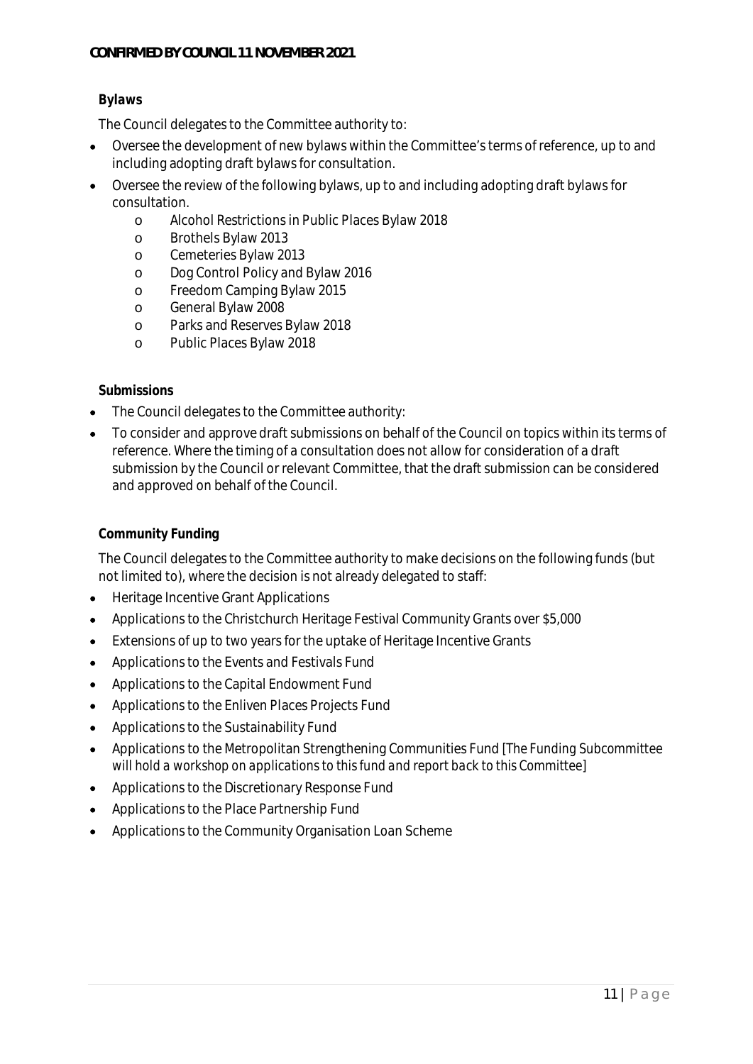**CONFIRMED BY COUNCIL 11 NOVEMBER 2021**

**Bylaws**

The Council delegates to the Committee authority to:

- Oversee the development of new bylaws within the Committee's terms of reference, up to and including adopting draft bylaws for consultation.
- Oversee the review of the following bylaws, up to and including adopting draft bylaws for consultation.
  - Alcohol Restrictions in Public Places Bylaw 2018
  - Brothels Bylaw 2013
  - Cemeteries Bylaw 2013
  - Dog Control Policy and Bylaw 2016
  - Freedom Camping Bylaw 2015
  - General Bylaw 2008
  - Parks and Reserves Bylaw 2018
  - Public Places Bylaw 2018

**Submissions**

- The Council delegates to the Committee authority:
- To consider and approve draft submissions on behalf of the Council on topics within its terms of reference. Where the timing of a consultation does not allow for consideration of a draft submission by the Council or relevant Committee, that the draft submission can be considered and approved on behalf of the Council.

**Community Funding**

The Council delegates to the Committee authority to make decisions on the following funds (but not limited to), where the decision is not already delegated to staff:

- Heritage Incentive Grant Applications
- Applications to the Christchurch Heritage Festival Community Grants over $5,000
- Extensions of up to two years for the uptake of Heritage Incentive Grants
- Applications to the Events and Festivals Fund
- Applications to the Capital Endowment Fund
- Applications to the Enliven Places Projects Fund
- Applications to the Sustainability Fund
- Applications to the Metropolitan Strengthening Communities Fund *[The Funding Subcommittee will hold a workshop on applications to this fund and report back to this Committee]*
- Applications to the Discretionary Response Fund
- Applications to the Place Partnership Fund
- Applications to the Community Organisation Loan Scheme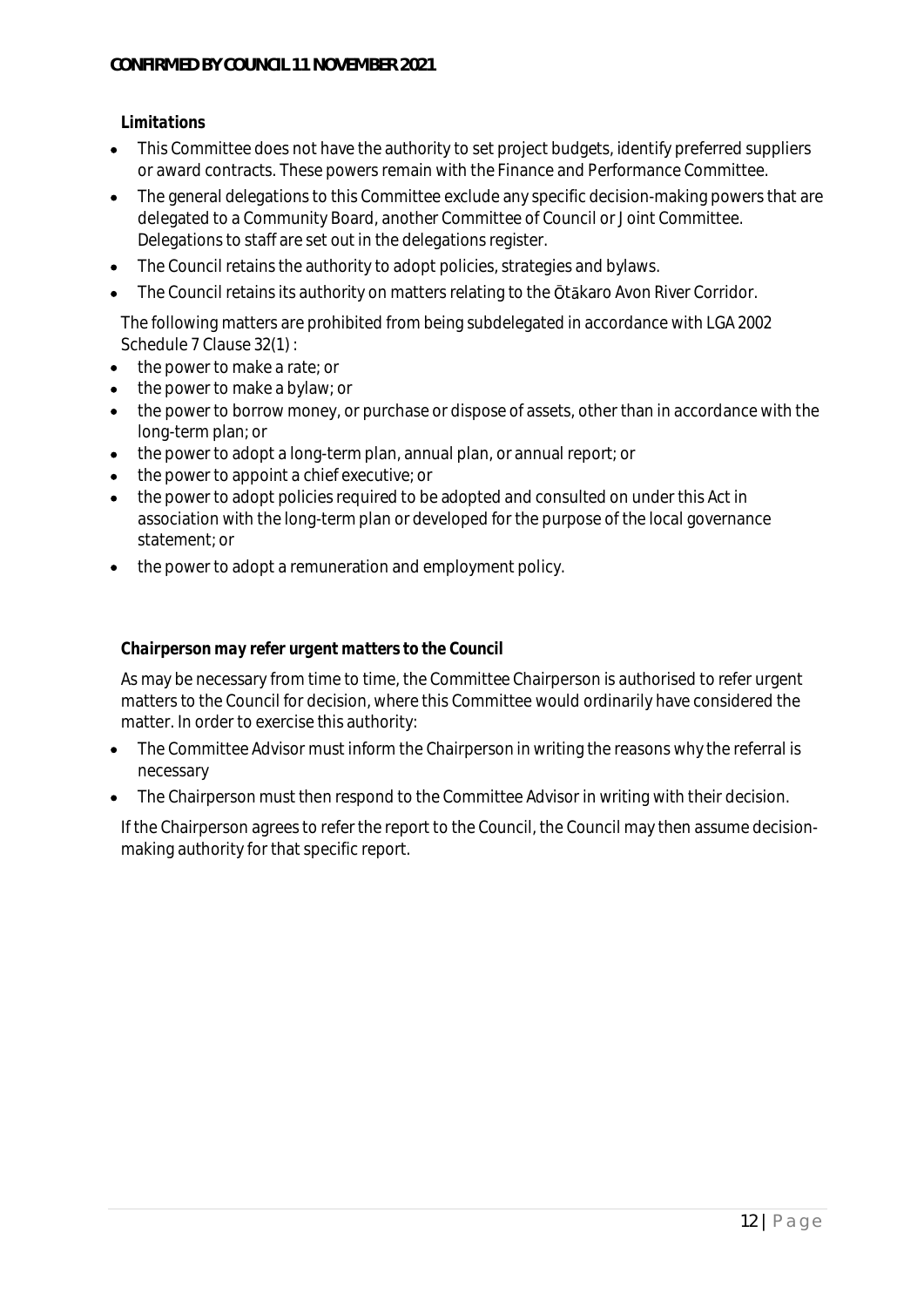**Limitations**

- This Committee does not have the authority to set project budgets, identify preferred suppliers or award contracts. These powers remain with the Finance and Performance Committee.
- The general delegations to this Committee exclude any specific decision-making powers that are delegated to a Community Board, another Committee of Council or Joint Committee. Delegations to staff are set out in the delegations register.
- The Council retains the authority to adopt policies, strategies and bylaws.
- The Council retains its authority on matters relating to the Ōtākaro Avon River Corridor.

The following matters are prohibited from being subdelegated in accordance with LGA 2002 Schedule 7 Clause 32(1) :

- the power to make a rate; or
- the power to make a bylaw; or
- the power to borrow money, or purchase or dispose of assets, other than in accordance with the long-term plan; or
- the power to adopt a long-term plan, annual plan, or annual report; or
- the power to appoint a chief executive; or
- the power to adopt policies required to be adopted and consulted on under this Act in association with the long-term plan or developed for the purpose of the local governance statement; or
- the power to adopt a remuneration and employment policy.

**Chairperson may refer urgent matters to the Council**

As may be necessary from time to time, the Committee Chairperson is authorised to refer urgent matters to the Council for decision, where this Committee would ordinarily have considered the matter. In order to exercise this authority:

- The Committee Advisor must inform the Chairperson in writing the reasons why the referral is necessary
- The Chairperson must then respond to the Committee Advisor in writing with their decision.

If the Chairperson agrees to refer the report to the Council, the Council may then assume decision-making authority for that specific report.